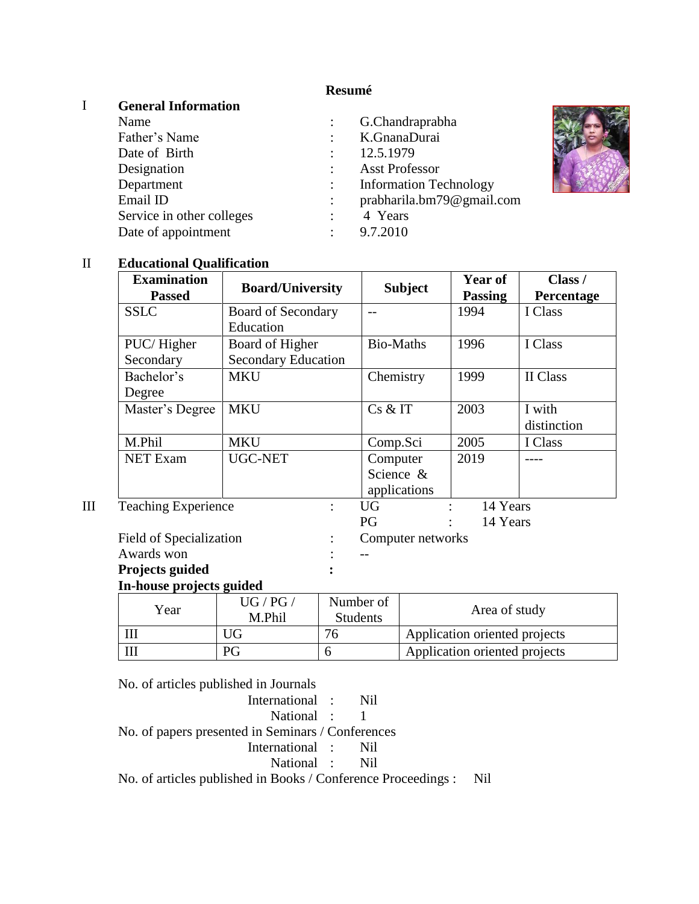# Resumé

## I General Information

| | | |
|---|---|---|
| Name | : | G.Chandraprabha |
| Father's Name | : | K.GnanaDurai |
| Date of Birth | : | 12.5.1979 |
| Designation | : | Asst Professor |
| Department | : | Information Technology |
| Email ID | : | prabharila.bm79@gmail.com |
| Service in other colleges | : | 4 Years |
| Date of appointment | : | 9.7.2010 |

## II Educational Qualification

| Examination Passed | Board/University | Subject | Year of Passing | Class / Percentage |
|---|---|---|---|---|
| SSLC | Board of Secondary Education | -- | 1994 | I Class |
| PUC/ Higher Secondary | Board of Higher Secondary Education | Bio-Maths | 1996 | I Class |
| Bachelor's Degree | MKU | Chemistry | 1999 | II Class |
| Master's Degree | MKU | Cs & IT | 2003 | I with distinction |
| M.Phil | MKU | Comp.Sci | 2005 | I Class |
| NET Exam | UGC-NET | Computer Science & applications | 2019 | ---- |

## III Teaching Experience

| | | | | |
|---|---|---|---|---|
| Teaching Experience | : | UG | : | 14 Years |
| | | PG | : | 14 Years |

Field of Specialization : Computer networks

Awards won : --

**Projects guided :**

**In-house projects guided**

| Year | UG / PG / M.Phil | Number of Students | Area of study |
|---|---|---|---|
| III | UG | 76 | Application oriented projects |
| III | PG | 6 | Application oriented projects |

No. of articles published in Journals

- International : Nil
- National : 1

No. of papers presented in Seminars / Conferences

- International : Nil
- National : Nil

No. of articles published in Books / Conference Proceedings : Nil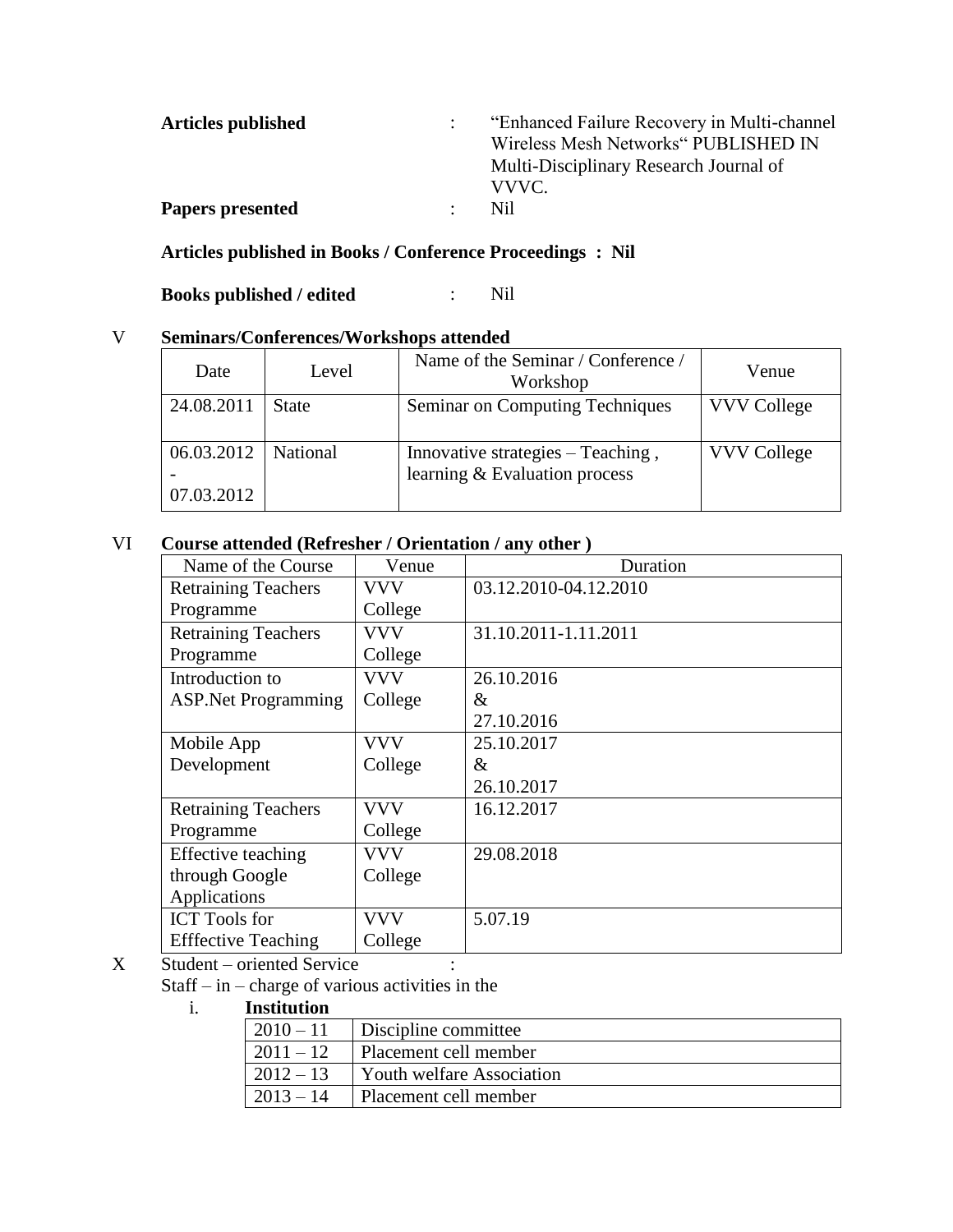**Articles published** : "Enhanced Failure Recovery in Multi-channel Wireless Mesh Networks" PUBLISHED IN Multi-Disciplinary Research Journal of VVVC.

**Papers presented** : Nil

**Articles published in Books / Conference Proceedings : Nil**

**Books published / edited** : Nil

V **Seminars/Conferences/Workshops attended**

| Date | Level | Name of the Seminar / Conference / Workshop | Venue |
|---|---|---|---|
| 24.08.2011 | State | Seminar on Computing Techniques | VVV College |
| 06.03.2012 - 07.03.2012 | National | Innovative strategies – Teaching , learning & Evaluation process | VVV College |

VI **Course attended (Refresher / Orientation / any other )**

| Name of the Course | Venue | Duration |
|---|---|---|
| Retraining Teachers Programme | VVV College | 03.12.2010-04.12.2010 |
| Retraining Teachers Programme | VVV College | 31.10.2011-1.11.2011 |
| Introduction to ASP.Net Programming | VVV College | 26.10.2016 & 27.10.2016 |
| Mobile App Development | VVV College | 25.10.2017 & 26.10.2017 |
| Retraining Teachers Programme | VVV College | 16.12.2017 |
| Effective teaching through Google Applications | VVV College | 29.08.2018 |
| ICT Tools for Efffective Teaching | VVV College | 5.07.19 |

X Student – oriented Service :

Staff – in – charge of various activities in the

i. **Institution**

| 2010 – 11 | Discipline committee |
|---|---|
| 2011 – 12 | Placement cell member |
| 2012 – 13 | Youth welfare Association |
| 2013 – 14 | Placement cell member |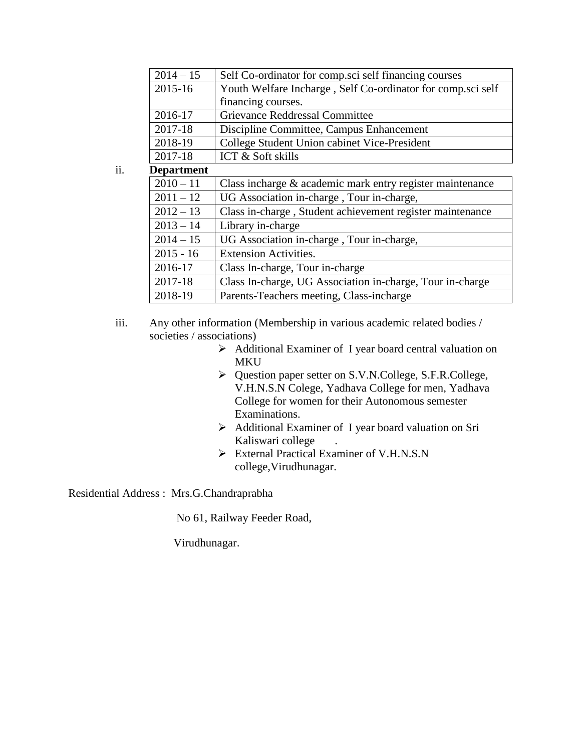| | |
|---|---|
| 2014 – 15 | Self Co-ordinator for comp.sci self financing courses |
| 2015-16 | Youth Welfare Incharge , Self Co-ordinator for comp.sci self financing courses. |
| 2016-17 | Grievance Reddressal Committee |
| 2017-18 | Discipline Committee, Campus Enhancement |
| 2018-19 | College Student Union cabinet Vice-President |
| 2017-18 | ICT & Soft skills |

ii. **Department**

| | |
|---|---|
| 2010 – 11 | Class incharge & academic mark entry register maintenance |
| 2011 – 12 | UG Association in-charge , Tour in-charge, |
| 2012 – 13 | Class in-charge , Student achievement register maintenance |
| 2013 – 14 | Library in-charge |
| 2014 – 15 | UG Association in-charge , Tour in-charge, |
| 2015 - 16 | Extension Activities. |
| 2016-17 | Class In-charge, Tour in-charge |
| 2017-18 | Class In-charge, UG Association in-charge, Tour in-charge |
| 2018-19 | Parents-Teachers meeting, Class-incharge |

iii. Any other information (Membership in various academic related bodies / societies / associations)

- Additional Examiner of I year board central valuation on MKU
- Question paper setter on S.V.N.College, S.F.R.College, V.H.N.S.N Colege, Yadhava College for men, Yadhava College for women for their Autonomous semester Examinations.
- Additional Examiner of I year board valuation on Sri Kaliswari college .
- External Practical Examiner of V.H.N.S.N college,Virudhunagar.

Residential Address : Mrs.G.Chandraprabha

No 61, Railway Feeder Road,

Virudhunagar.